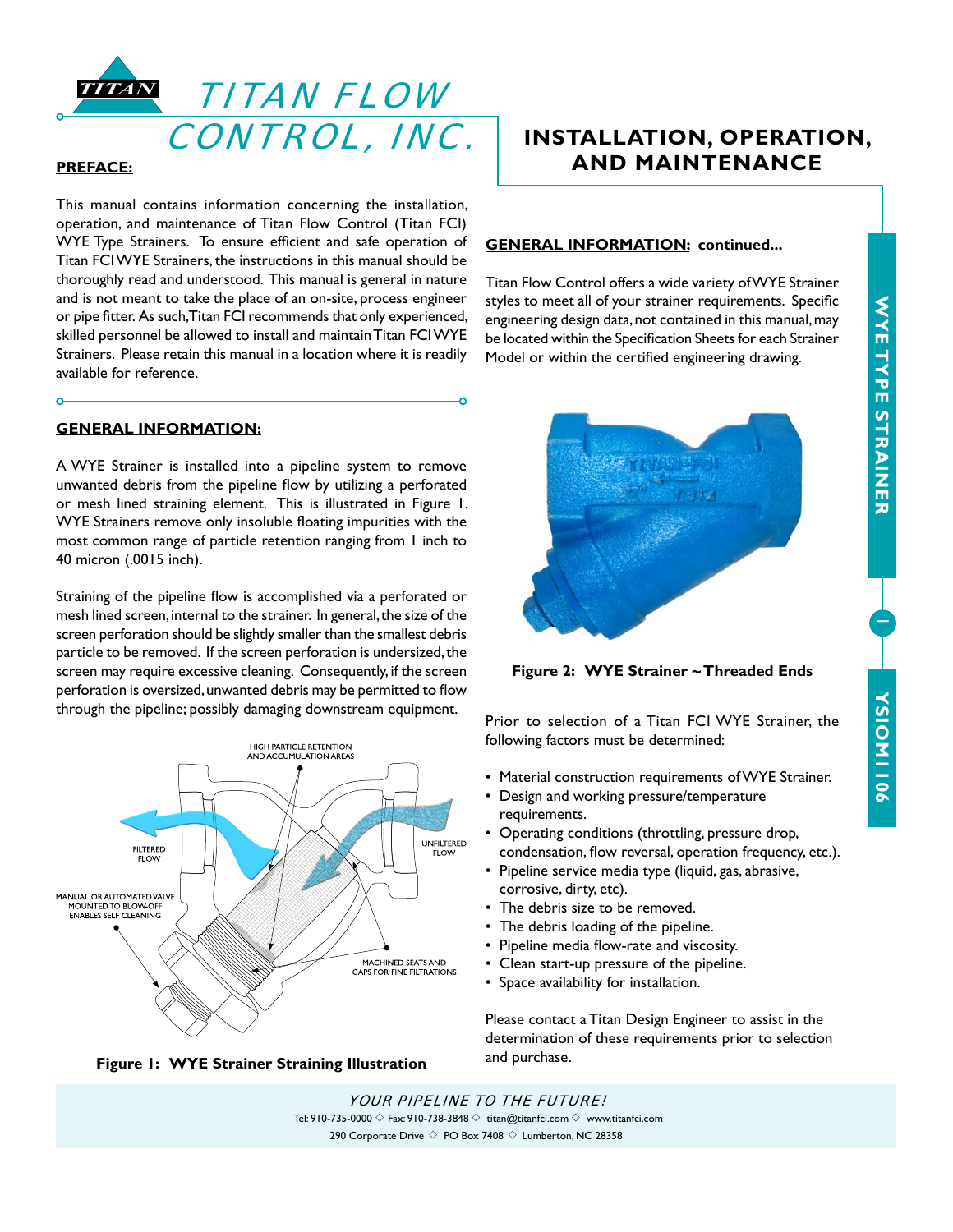# TITAN FLOW CONTROL, INC.

## INSTALLATION, OPERATION, AND MAINTENANCE

### PREFACE:

This manual contains information concerning the installation, operation, and maintenance of Titan Flow Control (Titan FCI) WYE Type Strainers. To ensure efficient and safe operation of Titan FCI WYE Strainers, the instructions in this manual should be thoroughly read and understood. This manual is general in nature and is not meant to take the place of an on-site, process engineer or pipe fitter. As such, Titan FCI recommends that only experienced, skilled personnel be allowed to install and maintain Titan FCI WYE Strainers. Please retain this manual in a location where it is readily available for reference.

### GENERAL INFORMATION:

A WYE Strainer is installed into a pipeline system to remove unwanted debris from the pipeline flow by utilizing a perforated or mesh lined straining element. This is illustrated in Figure 1. WYE Strainers remove only insoluble floating impurities with the most common range of particle retention ranging from 1 inch to 40 micron (.0015 inch).

Straining of the pipeline flow is accomplished via a perforated or mesh lined screen, internal to the strainer. In general, the size of the screen perforation should be slightly smaller than the smallest debris particle to be removed. If the screen perforation is undersized, the screen may require excessive cleaning. Consequently, if the screen perforation is oversized, unwanted debris may be permitted to flow through the pipeline; possibly damaging downstream equipment.

HIGH PARTICLE RETENTION AND ACCUMULATION AREAS

FILTERED FLOW

UNFILTERED FLOW

MANUAL OR AUTOMATED VALVE MOUNTED TO BLOW-OFF ENABLES SELF CLEANING

MACHINED SEATS AND CAPS FOR FINE FILTRATIONS

**Figure 1: WYE Strainer Straining Illustration**

### GENERAL INFORMATION: continued...

Titan Flow Control offers a wide variety of WYE Strainer styles to meet all of your strainer requirements. Specific engineering design data, not contained in this manual, may be located within the Specification Sheets for each Strainer Model or within the certified engineering drawing.

**Figure 2: WYE Strainer ~ Threaded Ends**

Prior to selection of a Titan FCI WYE Strainer, the following factors must be determined:

- Material construction requirements of WYE Strainer.
- Design and working pressure/temperature requirements.
- Operating conditions (throttling, pressure drop, condensation, flow reversal, operation frequency, etc.).
- Pipeline service media type (liquid, gas, abrasive, corrosive, dirty, etc).
- The debris size to be removed.
- The debris loading of the pipeline.
- Pipeline media flow-rate and viscosity.
- Clean start-up pressure of the pipeline.
- Space availability for installation.

Please contact a Titan Design Engineer to assist in the determination of these requirements prior to selection and purchase.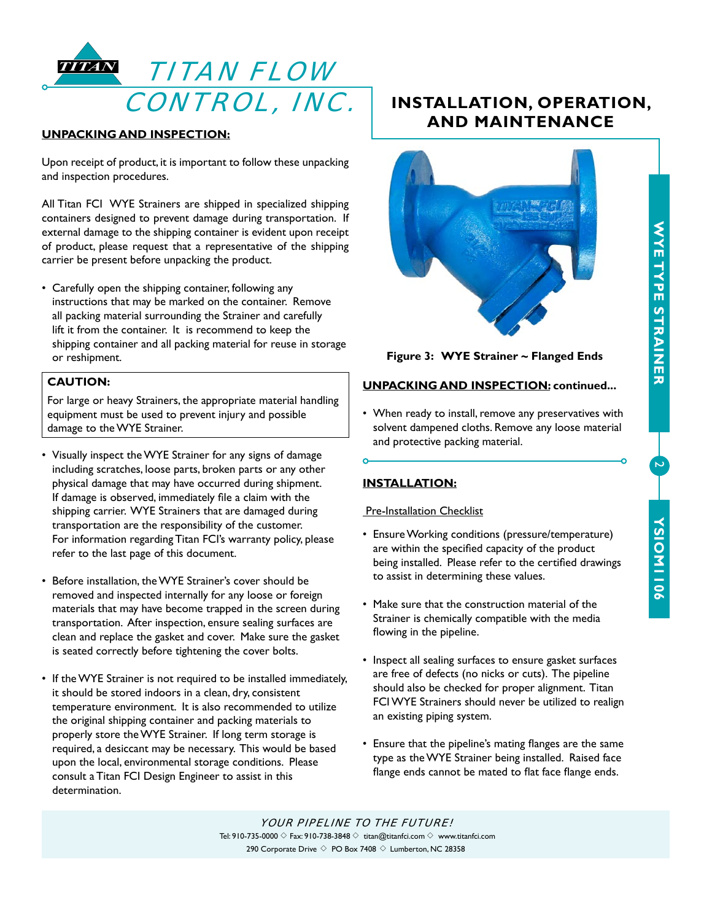## UNPACKING AND INSPECTION:

Upon receipt of product, it is important to follow these unpacking and inspection procedures.

All Titan FCI WYE Strainers are shipped in specialized shipping containers designed to prevent damage during transportation. If external damage to the shipping container is evident upon receipt of product, please request that a representative of the shipping carrier be present before unpacking the product.

- Carefully open the shipping container, following any instructions that may be marked on the container. Remove all packing material surrounding the Strainer and carefully lift it from the container. It is recommend to keep the shipping container and all packing material for reuse in storage or reshipment.

**CAUTION:**

For large or heavy Strainers, the appropriate material handling equipment must be used to prevent injury and possible damage to the WYE Strainer.

- Visually inspect the WYE Strainer for any signs of damage including scratches, loose parts, broken parts or any other physical damage that may have occurred during shipment. If damage is observed, immediately file a claim with the shipping carrier. WYE Strainers that are damaged during transportation are the responsibility of the customer. For information regarding Titan FCI's warranty policy, please refer to the last page of this document.

- Before installation, the WYE Strainer's cover should be removed and inspected internally for any loose or foreign materials that may have become trapped in the screen during transportation. After inspection, ensure sealing surfaces are clean and replace the gasket and cover. Make sure the gasket is seated correctly before tightening the cover bolts.

- If the WYE Strainer is not required to be installed immediately, it should be stored indoors in a clean, dry, consistent temperature environment. It is also recommended to utilize the original shipping container and packing materials to properly store the WYE Strainer. If long term storage is required, a desiccant may be necessary. This would be based upon the local, environmental storage conditions. Please consult a Titan FCI Design Engineer to assist in this determination.

# INSTALLATION, OPERATION, AND MAINTENANCE

**Figure 3: WYE Strainer ~ Flanged Ends**

## UNPACKING AND INSPECTION: continued...

- When ready to install, remove any preservatives with solvent dampened cloths. Remove any loose material and protective packing material.

## INSTALLATION:

Pre-Installation Checklist

- Ensure Working conditions (pressure/temperature) are within the specified capacity of the product being installed. Please refer to the certified drawings to assist in determining these values.

- Make sure that the construction material of the Strainer is chemically compatible with the media flowing in the pipeline.

- Inspect all sealing surfaces to ensure gasket surfaces are free of defects (no nicks or cuts). The pipeline should also be checked for proper alignment. Titan FCI WYE Strainers should never be utilized to realign an existing piping system.

- Ensure that the pipeline's mating flanges are the same type as the WYE Strainer being installed. Raised face flange ends cannot be mated to flat face flange ends.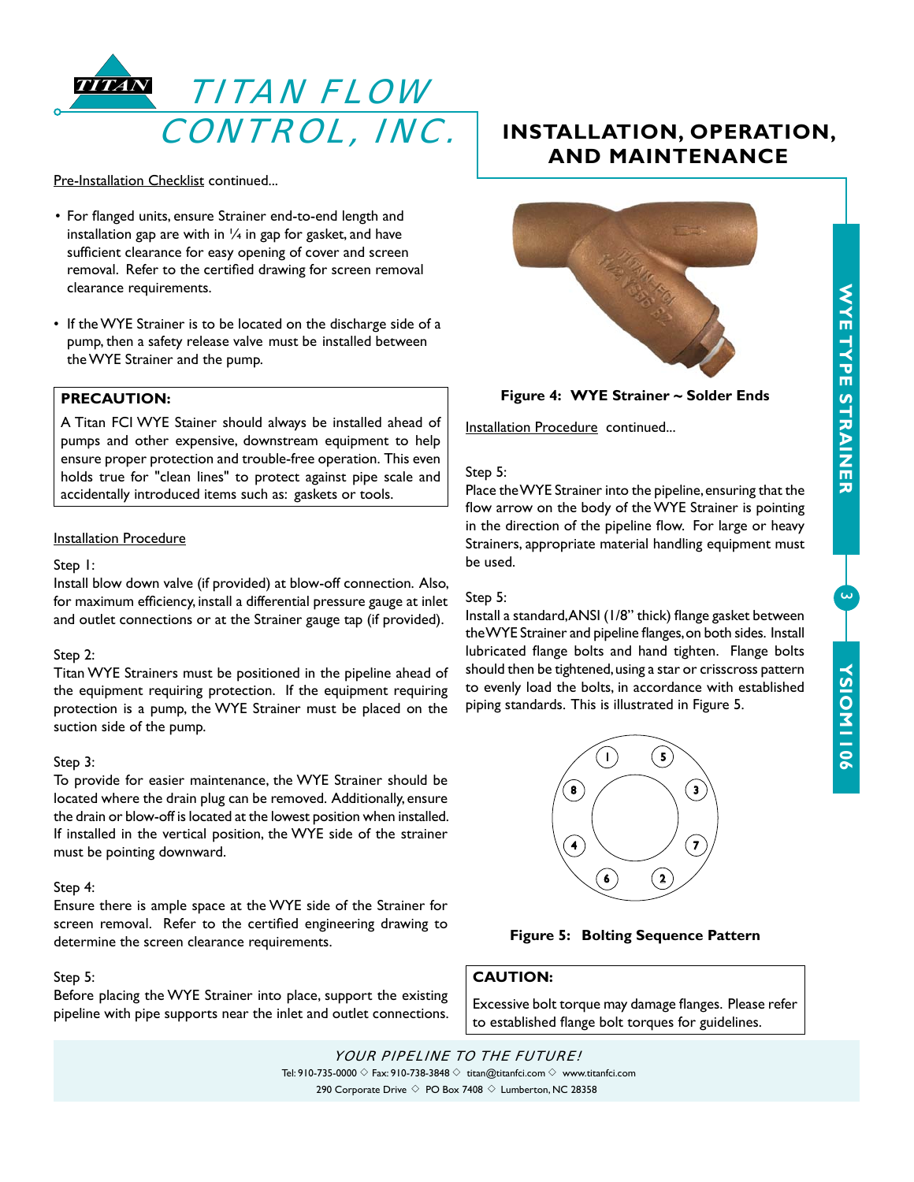# INSTALLATION, OPERATION, AND MAINTENANCE

Pre-Installation Checklist continued...

- For flanged units, ensure Strainer end-to-end length and installation gap are with in ¼ in gap for gasket, and have sufficient clearance for easy opening of cover and screen removal. Refer to the certified drawing for screen removal clearance requirements.
- If the WYE Strainer is to be located on the discharge side of a pump, then a safety release valve must be installed between the WYE Strainer and the pump.

**PRECAUTION:**

A Titan FCI WYE Stainer should always be installed ahead of pumps and other expensive, downstream equipment to help ensure proper protection and trouble-free operation. This even holds true for "clean lines" to protect against pipe scale and accidentally introduced items such as: gaskets or tools.

Installation Procedure

Step 1:
Install blow down valve (if provided) at blow-off connection. Also, for maximum efficiency, install a differential pressure gauge at inlet and outlet connections or at the Strainer gauge tap (if provided).

Step 2:
Titan WYE Strainers must be positioned in the pipeline ahead of the equipment requiring protection. If the equipment requiring protection is a pump, the WYE Strainer must be placed on the suction side of the pump.

Step 3:
To provide for easier maintenance, the WYE Strainer should be located where the drain plug can be removed. Additionally, ensure the drain or blow-off is located at the lowest position when installed. If installed in the vertical position, the WYE side of the strainer must be pointing downward.

Step 4:
Ensure there is ample space at the WYE side of the Strainer for screen removal. Refer to the certified engineering drawing to determine the screen clearance requirements.

Step 5:
Before placing the WYE Strainer into place, support the existing pipeline with pipe supports near the inlet and outlet connections.

**Figure 4: WYE Strainer ~ Solder Ends**

Installation Procedure continued...

Step 5:
Place the WYE Strainer into the pipeline, ensuring that the flow arrow on the body of the WYE Strainer is pointing in the direction of the pipeline flow. For large or heavy Strainers, appropriate material handling equipment must be used.

Step 5:
Install a standard, ANSI (1/8" thick) flange gasket between the WYE Strainer and pipeline flanges, on both sides. Install lubricated flange bolts and hand tighten. Flange bolts should then be tightened, using a star or crisscross pattern to evenly load the bolts, in accordance with established piping standards. This is illustrated in Figure 5.

**Figure 5: Bolting Sequence Pattern**

**CAUTION:**

Excessive bolt torque may damage flanges. Please refer to established flange bolt torques for guidelines.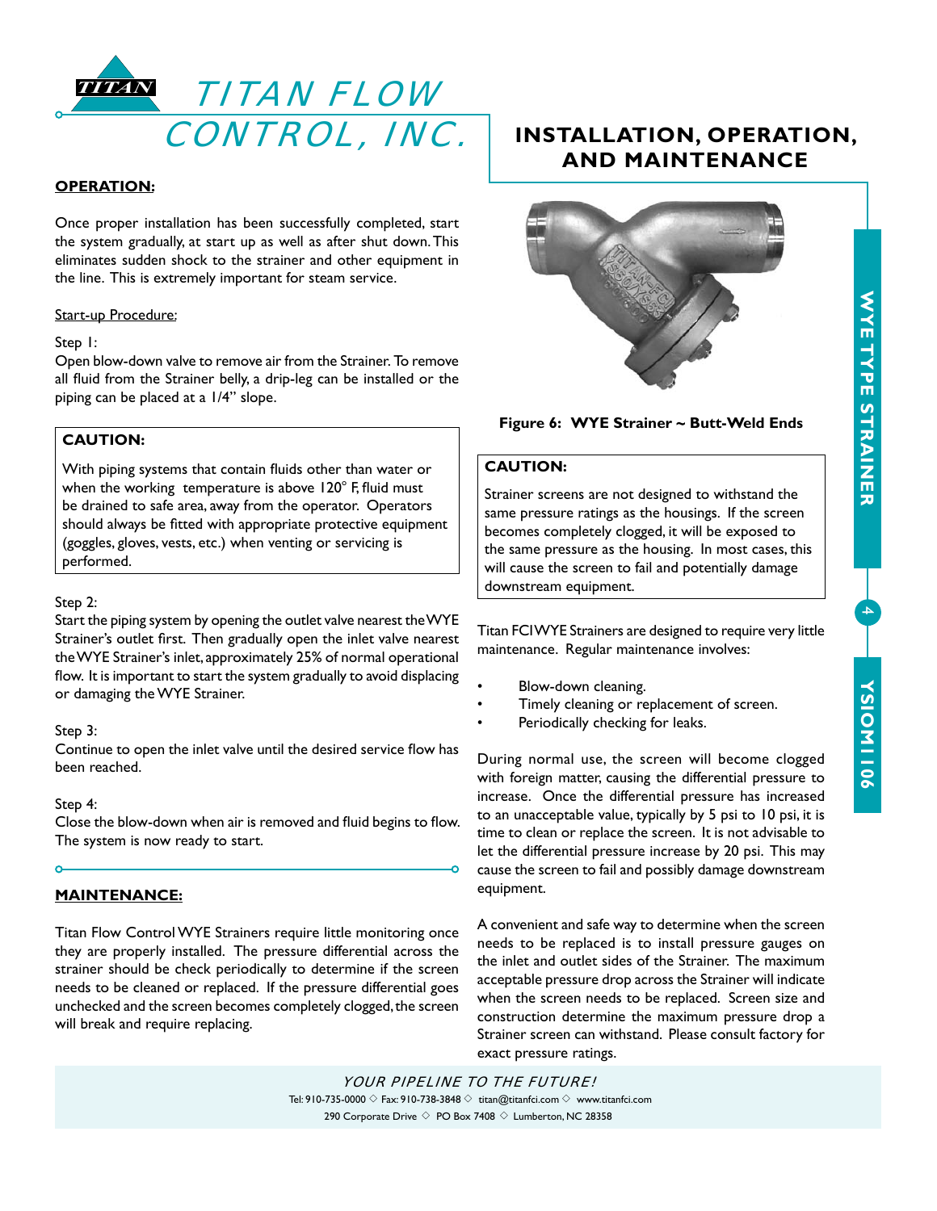# INSTALLATION, OPERATION, AND MAINTENANCE

## OPERATION:

Once proper installation has been successfully completed, start the system gradually, at start up as well as after shut down. This eliminates sudden shock to the strainer and other equipment in the line. This is extremely important for steam service.

Start-up Procedure:

Step 1:
Open blow-down valve to remove air from the Strainer. To remove all fluid from the Strainer belly, a drip-leg can be installed or the piping can be placed at a 1/4" slope.

**CAUTION:**

With piping systems that contain fluids other than water or when the working temperature is above 120° F, fluid must be drained to safe area, away from the operator. Operators should always be fitted with appropriate protective equipment (goggles, gloves, vests, etc.) when venting or servicing is performed.

Step 2:
Start the piping system by opening the outlet valve nearest the WYE Strainer's outlet first. Then gradually open the inlet valve nearest the WYE Strainer's inlet, approximately 25% of normal operational flow. It is important to start the system gradually to avoid displacing or damaging the WYE Strainer.

Step 3:
Continue to open the inlet valve until the desired service flow has been reached.

Step 4:
Close the blow-down when air is removed and fluid begins to flow. The system is now ready to start.

## MAINTENANCE:

Titan Flow Control WYE Strainers require little monitoring once they are properly installed. The pressure differential across the strainer should be check periodically to determine if the screen needs to be cleaned or replaced. If the pressure differential goes unchecked and the screen becomes completely clogged, the screen will break and require replacing.

**Figure 6: WYE Strainer ~ Butt-Weld Ends**

**CAUTION:**

Strainer screens are not designed to withstand the same pressure ratings as the housings. If the screen becomes completely clogged, it will be exposed to the same pressure as the housing. In most cases, this will cause the screen to fail and potentially damage downstream equipment.

Titan FCI WYE Strainers are designed to require very little maintenance. Regular maintenance involves:

- Blow-down cleaning.
- Timely cleaning or replacement of screen.
- Periodically checking for leaks.

During normal use, the screen will become clogged with foreign matter, causing the differential pressure to increase. Once the differential pressure has increased to an unacceptable value, typically by 5 psi to 10 psi, it is time to clean or replace the screen. It is not advisable to let the differential pressure increase by 20 psi. This may cause the screen to fail and possibly damage downstream equipment.

A convenient and safe way to determine when the screen needs to be replaced is to install pressure gauges on the inlet and outlet sides of the Strainer. The maximum acceptable pressure drop across the Strainer will indicate when the screen needs to be replaced. Screen size and construction determine the maximum pressure drop a Strainer screen can withstand. Please consult factory for exact pressure ratings.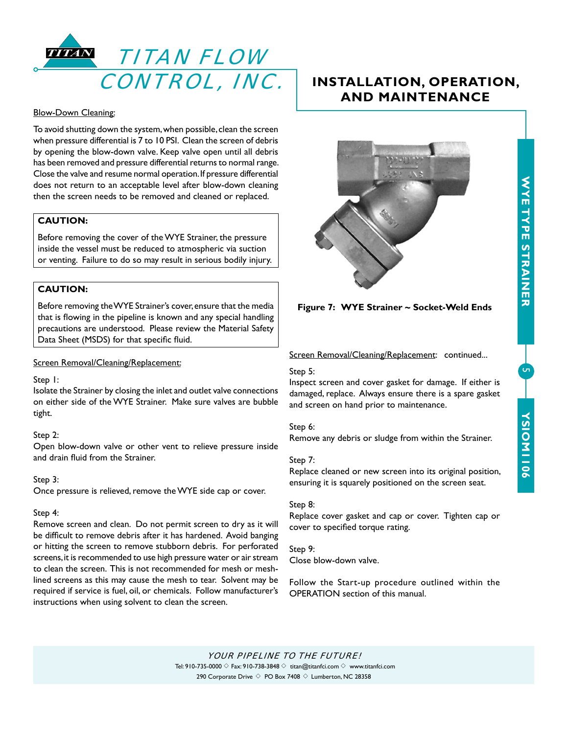## Blow-Down Cleaning:

To avoid shutting down the system, when possible, clean the screen when pressure differential is 7 to 10 PSI. Clean the screen of debris by opening the blow-down valve. Keep valve open until all debris has been removed and pressure differential returns to normal range. Close the valve and resume normal operation. If pressure differential does not return to an acceptable level after blow-down cleaning then the screen needs to be removed and cleaned or replaced.

> **CAUTION:**
>
> Before removing the cover of the WYE Strainer, the pressure inside the vessel must be reduced to atmospheric via suction or venting. Failure to do so may result in serious bodily injury.

> **CAUTION:**
>
> Before removing the WYE Strainer's cover, ensure that the media that is flowing in the pipeline is known and any special handling precautions are understood. Please review the Material Safety Data Sheet (MSDS) for that specific fluid.

## Screen Removal/Cleaning/Replacement:

Step 1:
Isolate the Strainer by closing the inlet and outlet valve connections on either side of the WYE Strainer. Make sure valves are bubble tight.

Step 2:
Open blow-down valve or other vent to relieve pressure inside and drain fluid from the Strainer.

Step 3:
Once pressure is relieved, remove the WYE side cap or cover.

Step 4:
Remove screen and clean. Do not permit screen to dry as it will be difficult to remove debris after it has hardened. Avoid banging or hitting the screen to remove stubborn debris. For perforated screens, it is recommended to use high pressure water or air stream to clean the screen. This is not recommended for mesh or mesh-lined screens as this may cause the mesh to tear. Solvent may be required if service is fuel, oil, or chemicals. Follow manufacturer's instructions when using solvent to clean the screen.

**Figure 7: WYE Strainer ~ Socket-Weld Ends**

Screen Removal/Cleaning/Replacement: continued...

Step 5:
Inspect screen and cover gasket for damage. If either is damaged, replace. Always ensure there is a spare gasket and screen on hand prior to maintenance.

Step 6:
Remove any debris or sludge from within the Strainer.

Step 7:
Replace cleaned or new screen into its original position, ensuring it is squarely positioned on the screen seat.

Step 8:
Replace cover gasket and cap or cover. Tighten cap or cover to specified torque rating.

Step 9:
Close blow-down valve.

Follow the Start-up procedure outlined within the OPERATION section of this manual.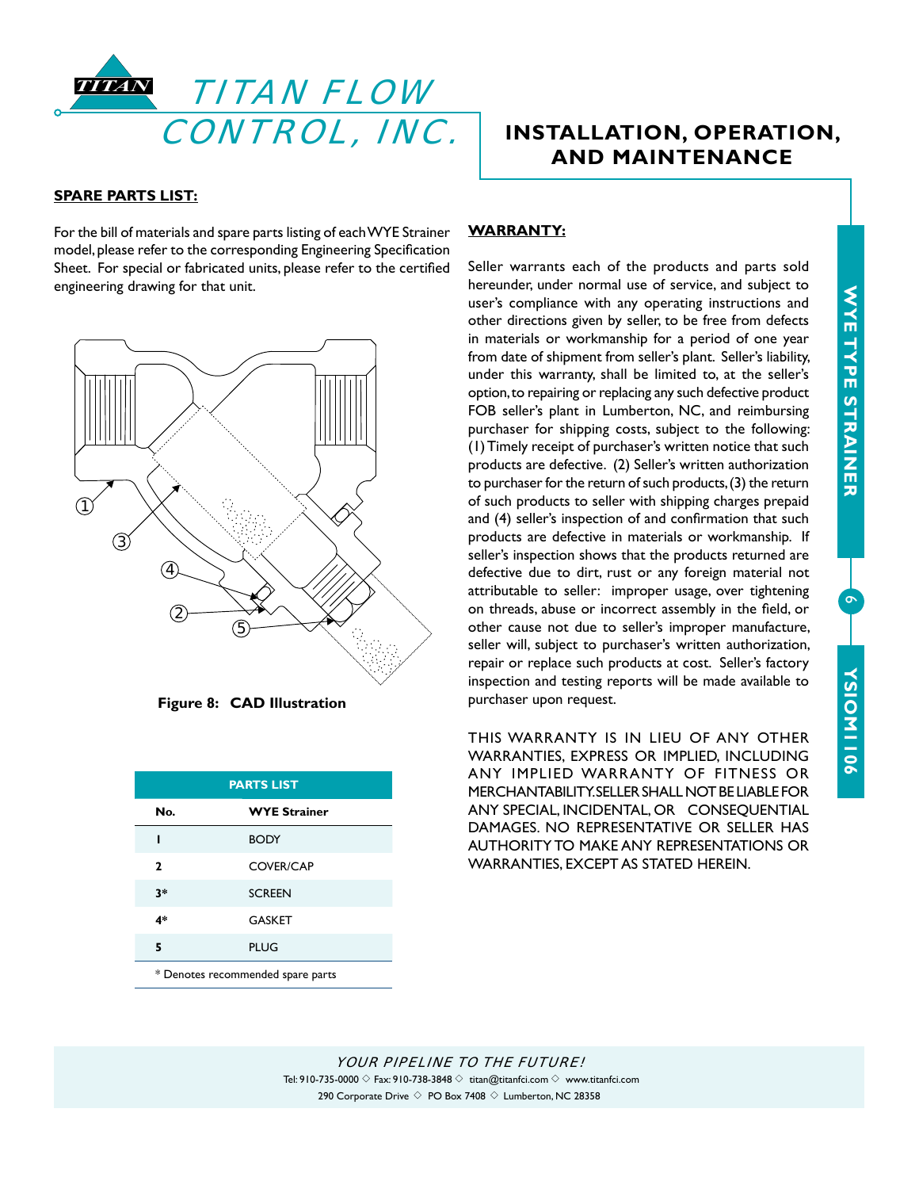# TITAN FLOW CONTROL, INC.

## INSTALLATION, OPERATION, AND MAINTENANCE

### SPARE PARTS LIST:

For the bill of materials and spare parts listing of each WYE Strainer model, please refer to the corresponding Engineering Specification Sheet. For special or fabricated units, please refer to the certified engineering drawing for that unit.

1
3
4
2
5

**Figure 8: CAD Illustration**

| PARTS LIST | |
|---|---|
| **No.** | **WYE Strainer** |
| **1** | BODY |
| **2** | COVER/CAP |
| **3*** | SCREEN |
| **4*** | GASKET |
| **5** | PLUG |

* Denotes recommended spare parts

### WARRANTY:

Seller warrants each of the products and parts sold hereunder, under normal use of service, and subject to user's compliance with any operating instructions and other directions given by seller, to be free from defects in materials or workmanship for a period of one year from date of shipment from seller's plant. Seller's liability, under this warranty, shall be limited to, at the seller's option, to repairing or replacing any such defective product FOB seller's plant in Lumberton, NC, and reimbursing purchaser for shipping costs, subject to the following: (1) Timely receipt of purchaser's written notice that such products are defective. (2) Seller's written authorization to purchaser for the return of such products, (3) the return of such products to seller with shipping charges prepaid and (4) seller's inspection of and confirmation that such products are defective in materials or workmanship. If seller's inspection shows that the products returned are defective due to dirt, rust or any foreign material not attributable to seller: improper usage, over tightening on threads, abuse or incorrect assembly in the field, or other cause not due to seller's improper manufacture, seller will, subject to purchaser's written authorization, repair or replace such products at cost. Seller's factory inspection and testing reports will be made available to purchaser upon request.

THIS WARRANTY IS IN LIEU OF ANY OTHER WARRANTIES, EXPRESS OR IMPLIED, INCLUDING ANY IMPLIED WARRANTY OF FITNESS OR MERCHANTABILITY. SELLER SHALL NOT BE LIABLE FOR ANY SPECIAL, INCIDENTAL, OR CONSEQUENTIAL DAMAGES. NO REPRESENTATIVE OR SELLER HAS AUTHORITY TO MAKE ANY REPRESENTATIONS OR WARRANTIES, EXCEPT AS STATED HEREIN.

WYE TYPE STRAINER

YSIOM1106

*YOUR PIPELINE TO THE FUTURE!*

Tel: 910-735-0000 ◇ Fax: 910-738-3848 ◇ titan@titanfci.com ◇ www.titanfci.com

290 Corporate Drive ◇ PO Box 7408 ◇ Lumberton, NC 28358